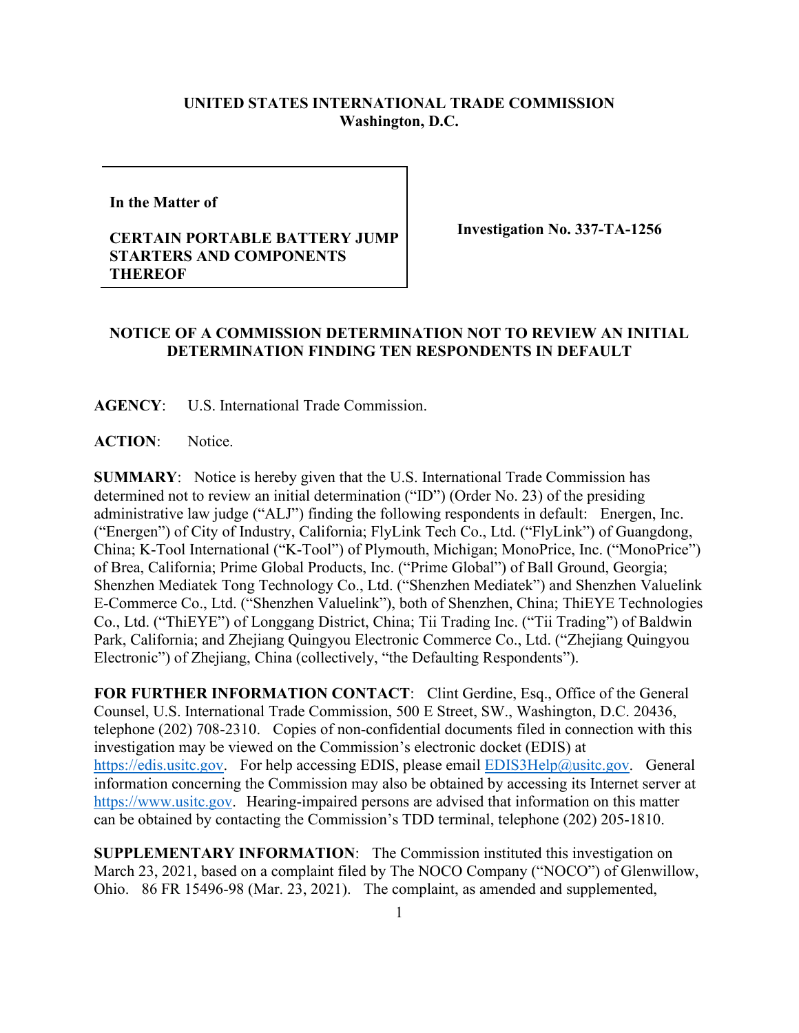**UNITED STATES INTERNATIONAL TRADE COMMISSION**
**Washington, D.C.**

**In the Matter of**

**CERTAIN PORTABLE BATTERY JUMP STARTERS AND COMPONENTS THEREOF**

**Investigation No. 337-TA-1256**

**NOTICE OF A COMMISSION DETERMINATION NOT TO REVIEW AN INITIAL DETERMINATION FINDING TEN RESPONDENTS IN DEFAULT**

**AGENCY**: U.S. International Trade Commission.

**ACTION**: Notice.

**SUMMARY**: Notice is hereby given that the U.S. International Trade Commission has determined not to review an initial determination ("ID") (Order No. 23) of the presiding administrative law judge ("ALJ") finding the following respondents in default: Energen, Inc. ("Energen") of City of Industry, California; FlyLink Tech Co., Ltd. ("FlyLink") of Guangdong, China; K-Tool International ("K-Tool") of Plymouth, Michigan; MonoPrice, Inc. ("MonoPrice") of Brea, California; Prime Global Products, Inc. ("Prime Global") of Ball Ground, Georgia; Shenzhen Mediatek Tong Technology Co., Ltd. ("Shenzhen Mediatek") and Shenzhen Valuelink E-Commerce Co., Ltd. ("Shenzhen Valuelink"), both of Shenzhen, China; ThiEYE Technologies Co., Ltd. ("ThiEYE") of Longgang District, China; Tii Trading Inc. ("Tii Trading") of Baldwin Park, California; and Zhejiang Quingyou Electronic Commerce Co., Ltd. ("Zhejiang Quingyou Electronic") of Zhejiang, China (collectively, "the Defaulting Respondents").

**FOR FURTHER INFORMATION CONTACT**: Clint Gerdine, Esq., Office of the General Counsel, U.S. International Trade Commission, 500 E Street, SW., Washington, D.C. 20436, telephone (202) 708-2310. Copies of non-confidential documents filed in connection with this investigation may be viewed on the Commission's electronic docket (EDIS) at https://edis.usitc.gov. For help accessing EDIS, please email EDIS3Help@usitc.gov. General information concerning the Commission may also be obtained by accessing its Internet server at https://www.usitc.gov. Hearing-impaired persons are advised that information on this matter can be obtained by contacting the Commission's TDD terminal, telephone (202) 205-1810.

**SUPPLEMENTARY INFORMATION**: The Commission instituted this investigation on March 23, 2021, based on a complaint filed by The NOCO Company ("NOCO") of Glenwillow, Ohio. 86 FR 15496-98 (Mar. 23, 2021). The complaint, as amended and supplemented,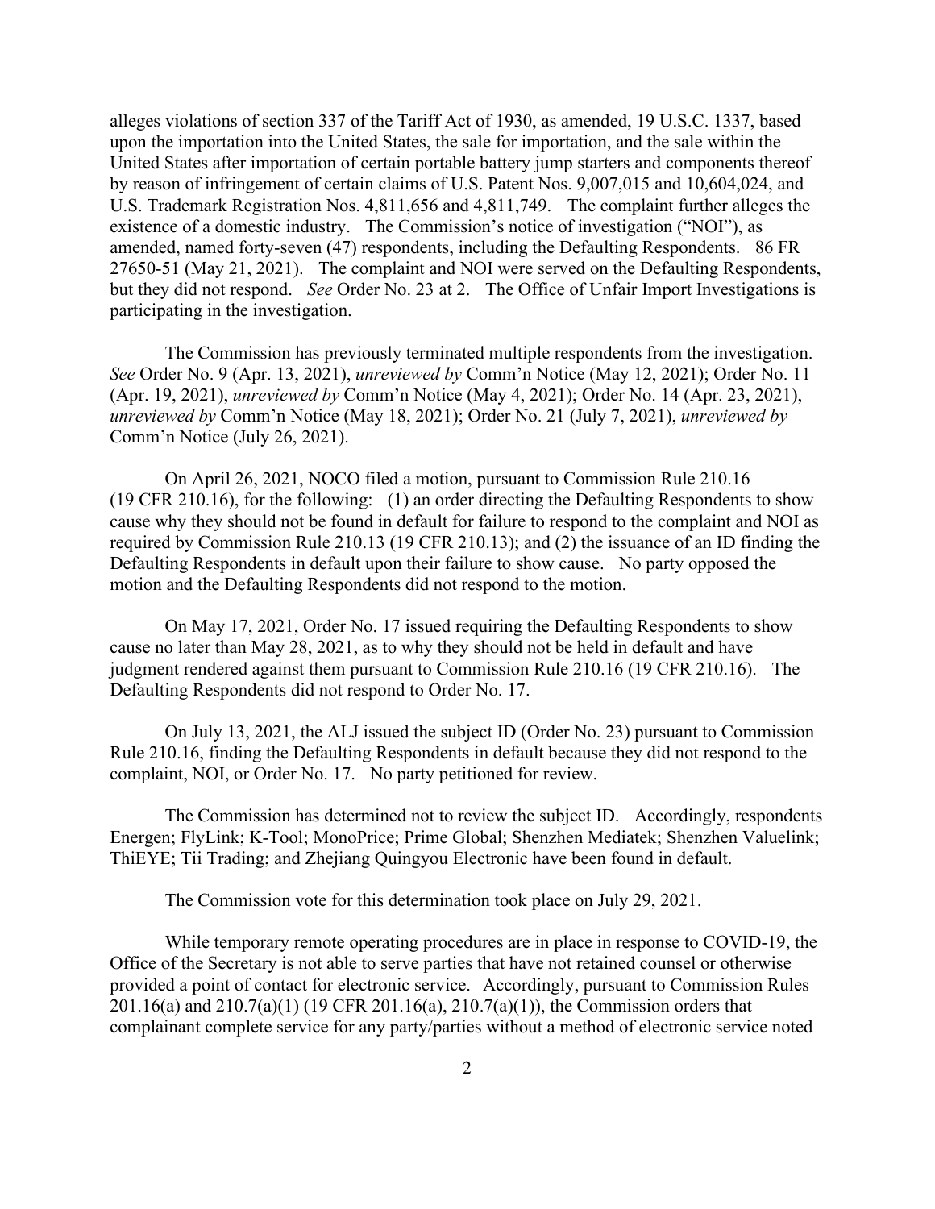alleges violations of section 337 of the Tariff Act of 1930, as amended, 19 U.S.C. 1337, based upon the importation into the United States, the sale for importation, and the sale within the United States after importation of certain portable battery jump starters and components thereof by reason of infringement of certain claims of U.S. Patent Nos. 9,007,015 and 10,604,024, and U.S. Trademark Registration Nos. 4,811,656 and 4,811,749. The complaint further alleges the existence of a domestic industry. The Commission's notice of investigation ("NOI"), as amended, named forty-seven (47) respondents, including the Defaulting Respondents. 86 FR 27650-51 (May 21, 2021). The complaint and NOI were served on the Defaulting Respondents, but they did not respond. *See* Order No. 23 at 2. The Office of Unfair Import Investigations is participating in the investigation.

The Commission has previously terminated multiple respondents from the investigation. *See* Order No. 9 (Apr. 13, 2021), *unreviewed by* Comm'n Notice (May 12, 2021); Order No. 11 (Apr. 19, 2021), *unreviewed by* Comm'n Notice (May 4, 2021); Order No. 14 (Apr. 23, 2021), *unreviewed by* Comm'n Notice (May 18, 2021); Order No. 21 (July 7, 2021), *unreviewed by* Comm'n Notice (July 26, 2021).

On April 26, 2021, NOCO filed a motion, pursuant to Commission Rule 210.16 (19 CFR 210.16), for the following: (1) an order directing the Defaulting Respondents to show cause why they should not be found in default for failure to respond to the complaint and NOI as required by Commission Rule 210.13 (19 CFR 210.13); and (2) the issuance of an ID finding the Defaulting Respondents in default upon their failure to show cause. No party opposed the motion and the Defaulting Respondents did not respond to the motion.

On May 17, 2021, Order No. 17 issued requiring the Defaulting Respondents to show cause no later than May 28, 2021, as to why they should not be held in default and have judgment rendered against them pursuant to Commission Rule 210.16 (19 CFR 210.16). The Defaulting Respondents did not respond to Order No. 17.

On July 13, 2021, the ALJ issued the subject ID (Order No. 23) pursuant to Commission Rule 210.16, finding the Defaulting Respondents in default because they did not respond to the complaint, NOI, or Order No. 17. No party petitioned for review.

The Commission has determined not to review the subject ID. Accordingly, respondents Energen; FlyLink; K-Tool; MonoPrice; Prime Global; Shenzhen Mediatek; Shenzhen Valuelink; ThiEYE; Tii Trading; and Zhejiang Quingyou Electronic have been found in default.

The Commission vote for this determination took place on July 29, 2021.

While temporary remote operating procedures are in place in response to COVID-19, the Office of the Secretary is not able to serve parties that have not retained counsel or otherwise provided a point of contact for electronic service. Accordingly, pursuant to Commission Rules 201.16(a) and 210.7(a)(1) (19 CFR 201.16(a), 210.7(a)(1)), the Commission orders that complainant complete service for any party/parties without a method of electronic service noted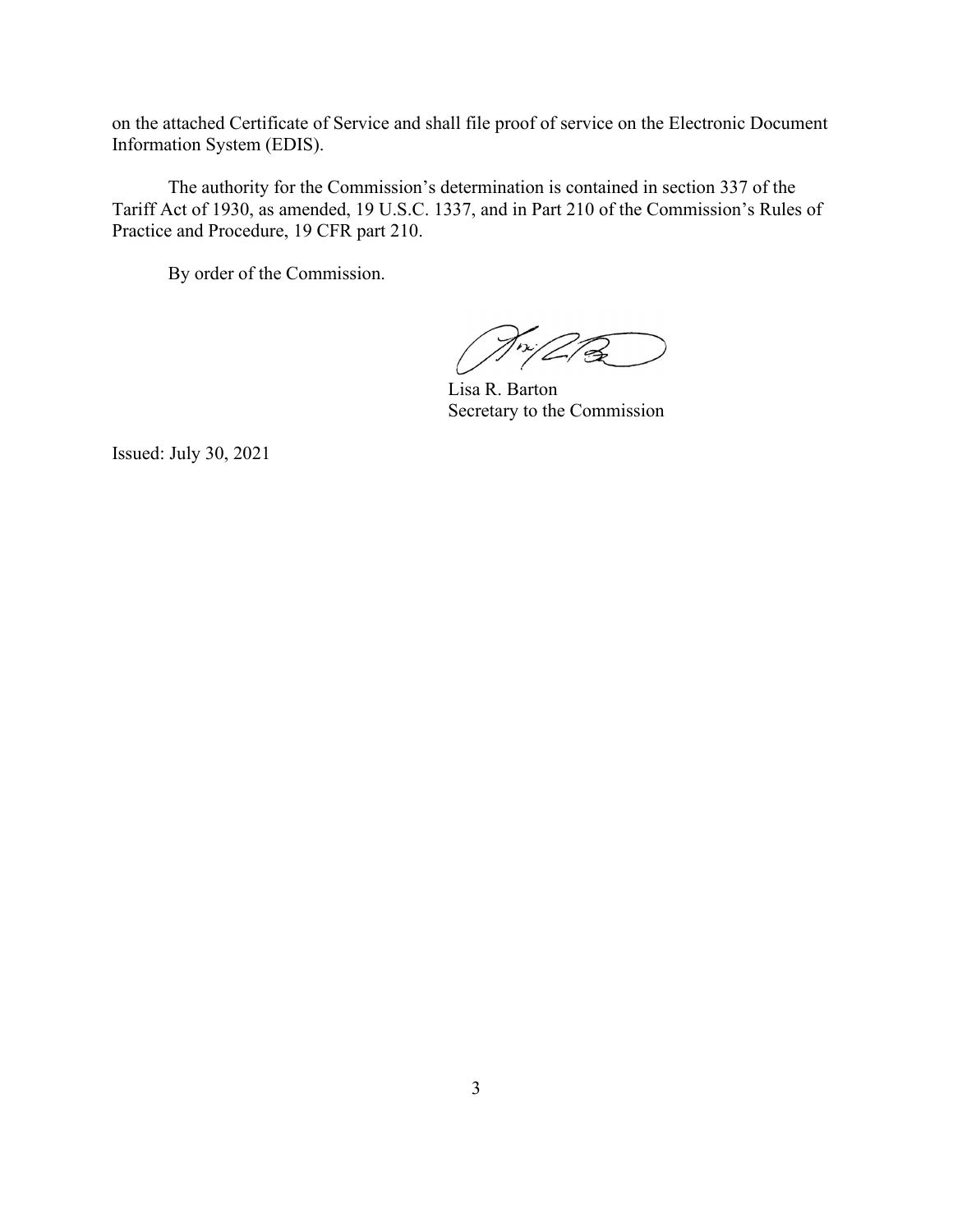on the attached Certificate of Service and shall file proof of service on the Electronic Document Information System (EDIS).

The authority for the Commission's determination is contained in section 337 of the Tariff Act of 1930, as amended, 19 U.S.C. 1337, and in Part 210 of the Commission's Rules of Practice and Procedure, 19 CFR part 210.

By order of the Commission.

Lisa R. Barton
Secretary to the Commission

Issued: July 30, 2021